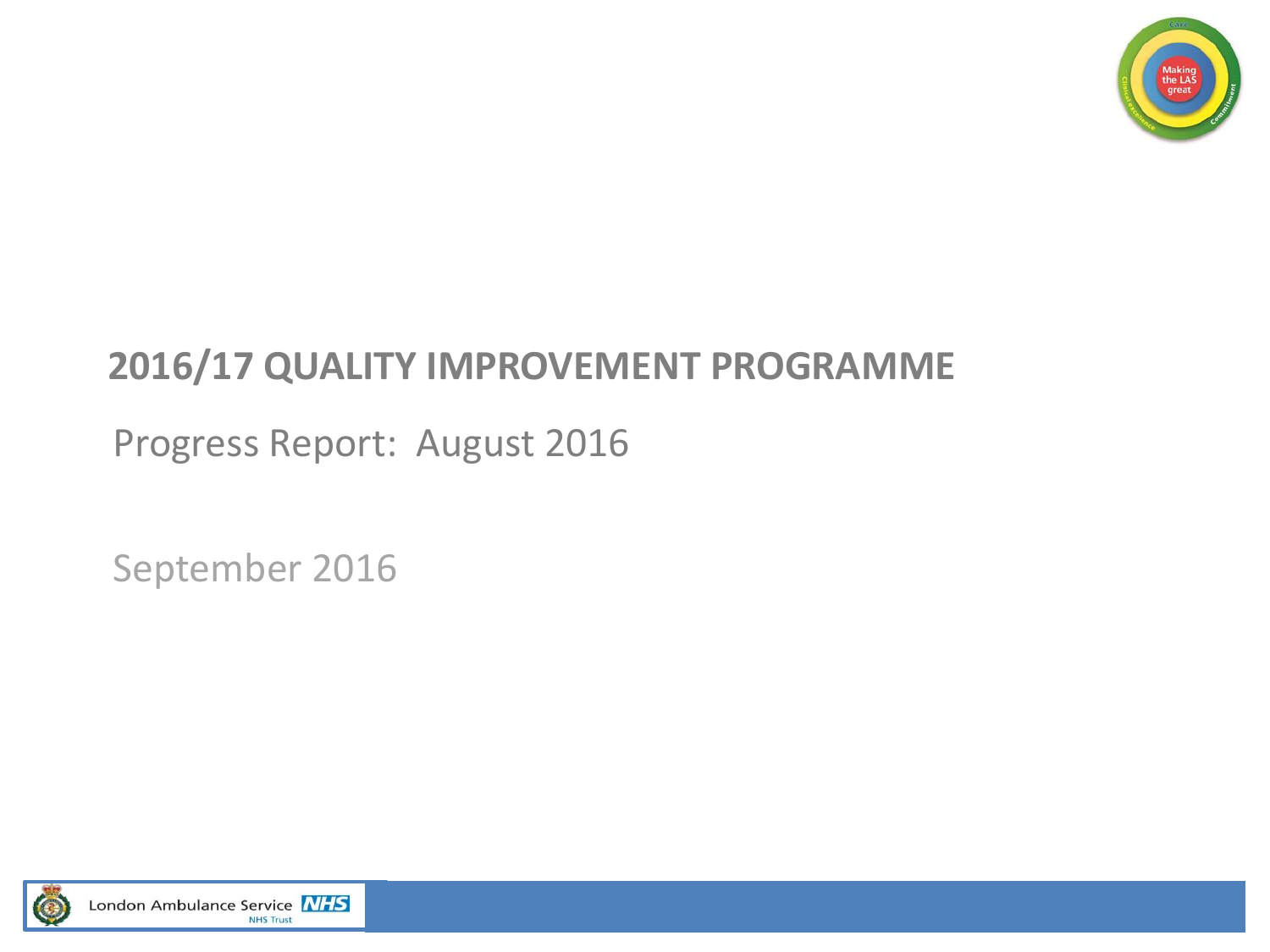# 2016/17 QUALITY IMPROVEMENT PROGRAMME

Progress Report: August 2016

September 2016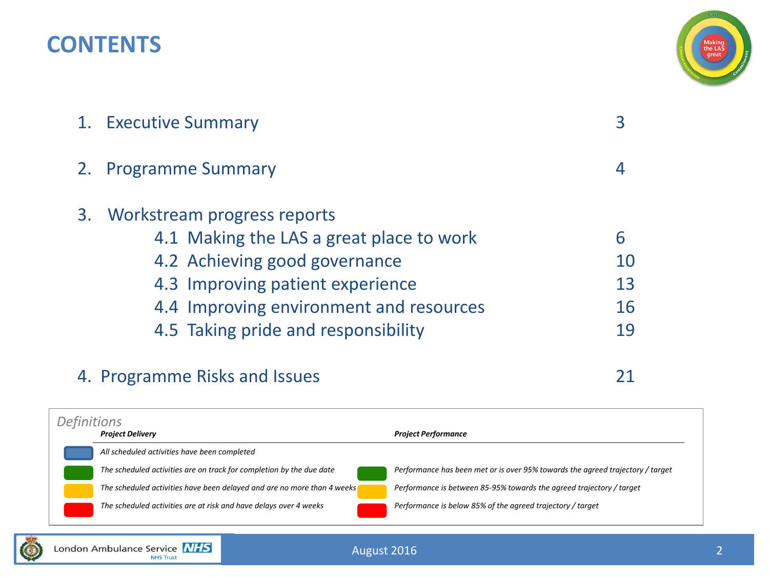# CONTENTS

| | | |
|---|---|---|
| 1. | Executive Summary | 3 |
| 2. | Programme Summary | 4 |
| 3. | Workstream progress reports | |
| | 4.1 Making the LAS a great place to work | 6 |
| | 4.2 Achieving good governance | 10 |
| | 4.3 Improving patient experience | 13 |
| | 4.4 Improving environment and resources | 16 |
| | 4.5 Taking pride and responsibility | 19 |
| 4. | Programme Risks and Issues | 21 |

*Definitions*

| Colour | ***Project Delivery*** | Colour | ***Project Performance*** |
|---|---|---|---|
| Blue | *All scheduled activities have been completed* | | |
| Green | *The scheduled activities are on track for completion by the due date* | Green | *Performance has been met or is over 95% towards the agreed trajectory / target* |
| Amber | *The scheduled activities have been delayed and are no more than 4 weeks* | Amber | *Performance is between 85-95% towards the agreed trajectory / target* |
| Red | *The scheduled activities are at risk and have delays over 4 weeks* | Red | *Performance is below 85% of the agreed trajectory / target* |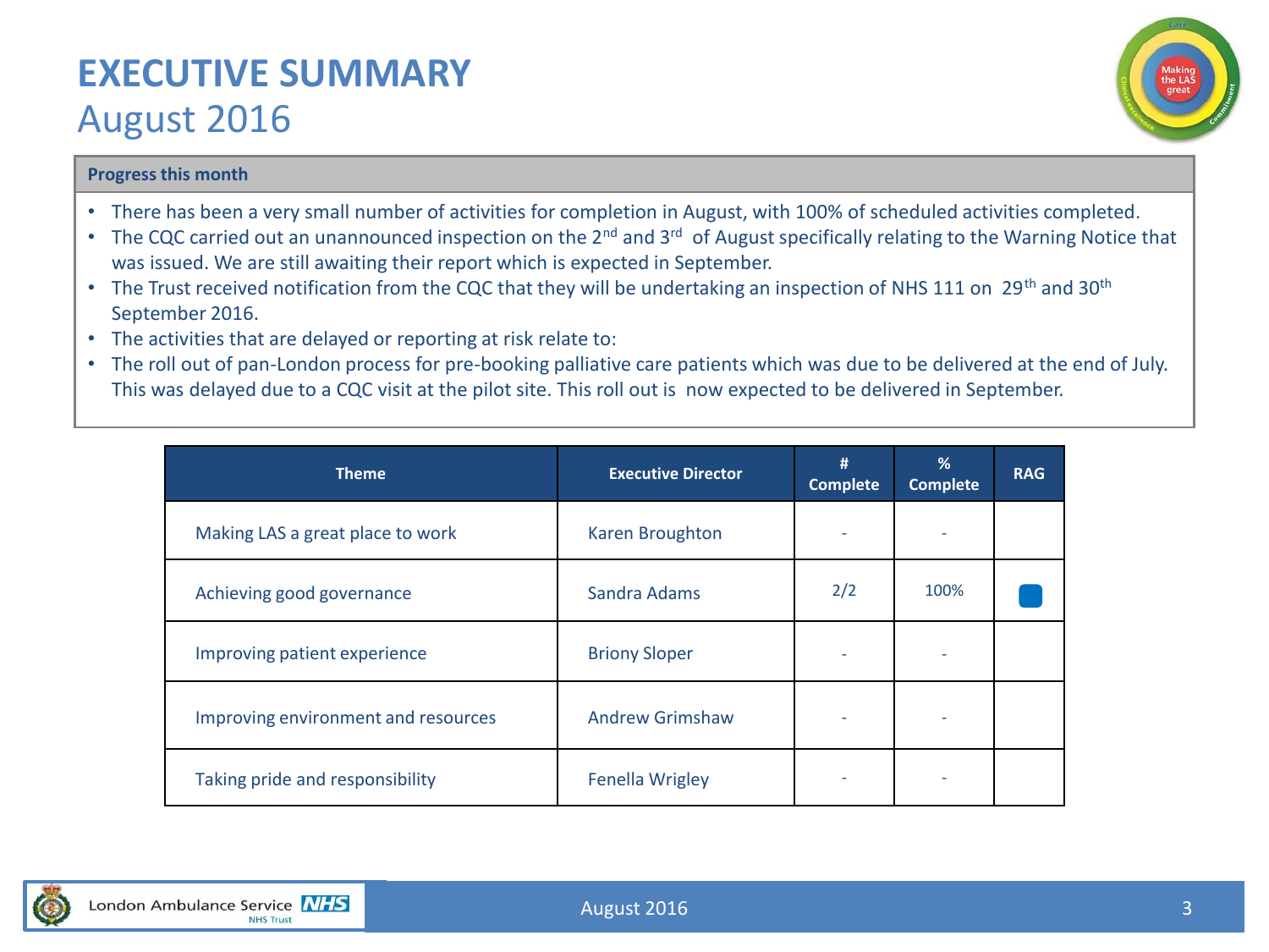# EXECUTIVE SUMMARY
## August 2016

**Progress this month**

- There has been a very small number of activities for completion in August, with 100% of scheduled activities completed.
- The CQC carried out an unannounced inspection on the 2nd and 3rd of August specifically relating to the Warning Notice that was issued. We are still awaiting their report which is expected in September.
- The Trust received notification from the CQC that they will be undertaking an inspection of NHS 111 on 29th and 30th September 2016.
- The activities that are delayed or reporting at risk relate to:
- The roll out of pan-London process for pre-booking palliative care patients which was due to be delivered at the end of July. This was delayed due to a CQC visit at the pilot site. This roll out is now expected to be delivered in September.

| Theme | Executive Director | # Complete | % Complete | RAG |
|---|---|---|---|---|
| Making LAS a great place to work | Karen Broughton | - | - | |
| Achieving good governance | Sandra Adams | 2/2 | 100% | Blue |
| Improving patient experience | Briony Sloper | - | - | |
| Improving environment and resources | Andrew Grimshaw | - | - | |
| Taking pride and responsibility | Fenella Wrigley | - | - | |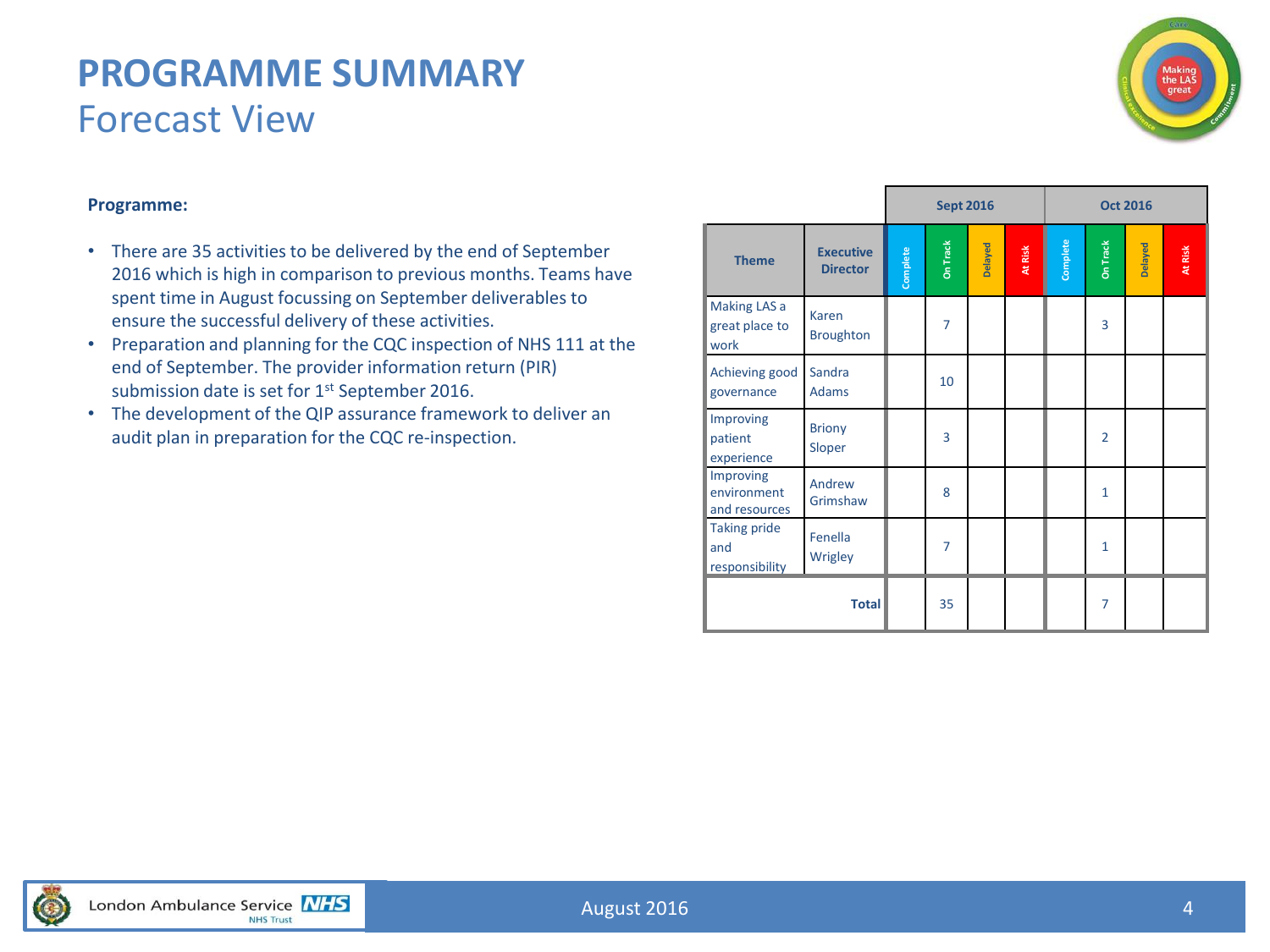# PROGRAMME SUMMARY
## Forecast View

**Programme:**

- There are 35 activities to be delivered by the end of September 2016 which is high in comparison to previous months. Teams have spent time in August focussing on September deliverables to ensure the successful delivery of these activities.
- Preparation and planning for the CQC inspection of NHS 111 at the end of September. The provider information return (PIR) submission date is set for 1st September 2016.
- The development of the QIP assurance framework to deliver an audit plan in preparation for the CQC re-inspection.

| | | Sept 2016 | | | | Oct 2016 | | | |
|---|---|---|---|---|---|---|---|---|---|
| **Theme** | **Executive Director** | Complete | On Track | Delayed | At Risk | Complete | On Track | Delayed | At Risk |
| Making LAS a great place to work | Karen Broughton | | 7 | | | | 3 | | |
| Achieving good governance | Sandra Adams | | 10 | | | | | | |
| Improving patient experience | Briony Sloper | | 3 | | | | 2 | | |
| Improving environment and resources | Andrew Grimshaw | | 8 | | | | 1 | | |
| Taking pride and responsibility | Fenella Wrigley | | 7 | | | | 1 | | |
| **Total** | | | 35 | | | | 7 | | |

August 2016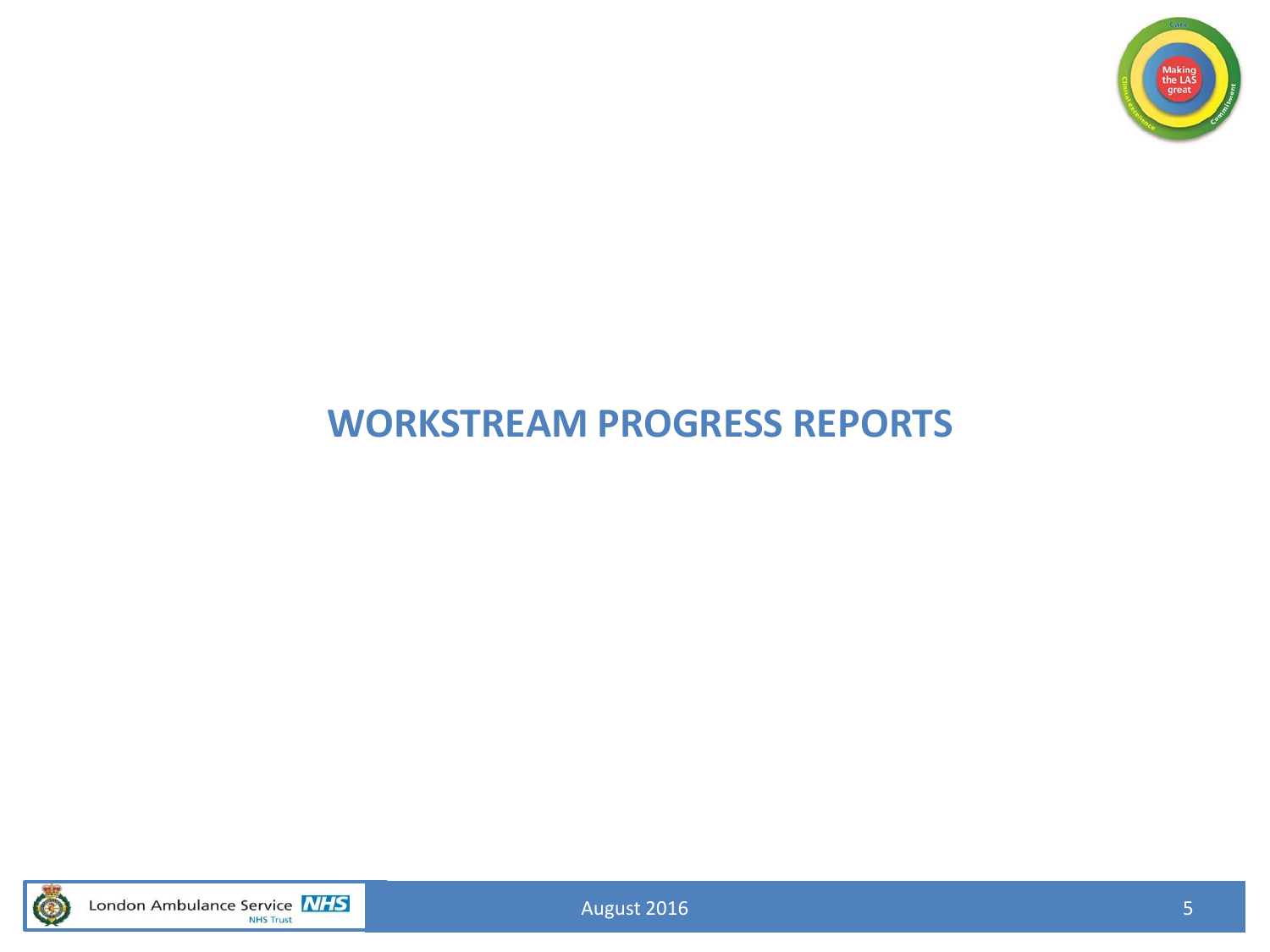# WORKSTREAM PROGRESS REPORTS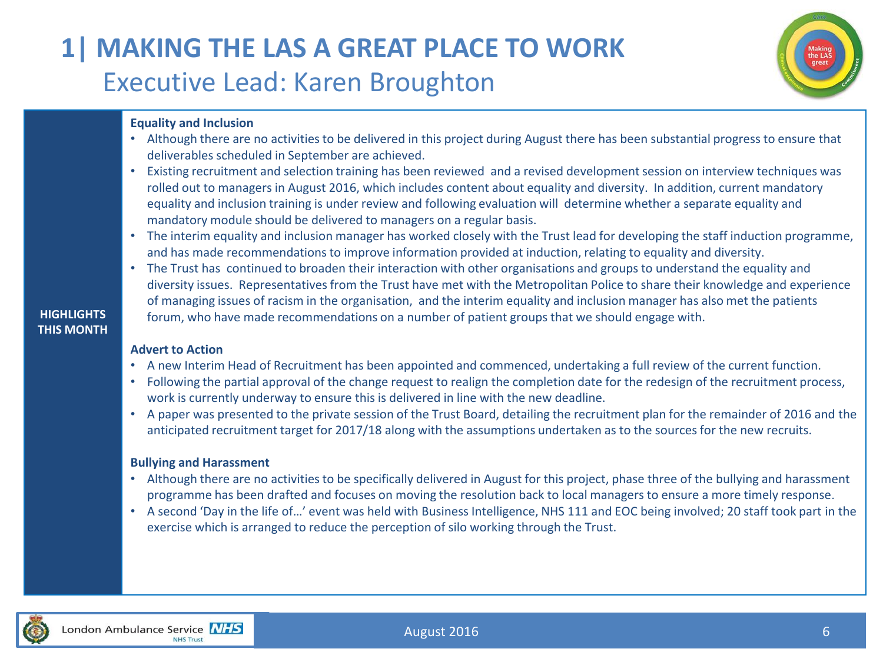# 1| MAKING THE LAS A GREAT PLACE TO WORK

## Executive Lead: Karen Broughton

**HIGHLIGHTS THIS MONTH**

**Equality and Inclusion**

- Although there are no activities to be delivered in this project during August there has been substantial progress to ensure that deliverables scheduled in September are achieved.
- Existing recruitment and selection training has been reviewed and a revised development session on interview techniques was rolled out to managers in August 2016, which includes content about equality and diversity. In addition, current mandatory equality and inclusion training is under review and following evaluation will determine whether a separate equality and mandatory module should be delivered to managers on a regular basis.
- The interim equality and inclusion manager has worked closely with the Trust lead for developing the staff induction programme, and has made recommendations to improve information provided at induction, relating to equality and diversity.
- The Trust has continued to broaden their interaction with other organisations and groups to understand the equality and diversity issues. Representatives from the Trust have met with the Metropolitan Police to share their knowledge and experience of managing issues of racism in the organisation, and the interim equality and inclusion manager has also met the patients forum, who have made recommendations on a number of patient groups that we should engage with.

**Advert to Action**

- A new Interim Head of Recruitment has been appointed and commenced, undertaking a full review of the current function.
- Following the partial approval of the change request to realign the completion date for the redesign of the recruitment process, work is currently underway to ensure this is delivered in line with the new deadline.
- A paper was presented to the private session of the Trust Board, detailing the recruitment plan for the remainder of 2016 and the anticipated recruitment target for 2017/18 along with the assumptions undertaken as to the sources for the new recruits.

**Bullying and Harassment**

- Although there are no activities to be specifically delivered in August for this project, phase three of the bullying and harassment programme has been drafted and focuses on moving the resolution back to local managers to ensure a more timely response.
- A second 'Day in the life of…' event was held with Business Intelligence, NHS 111 and EOC being involved; 20 staff took part in the exercise which is arranged to reduce the perception of silo working through the Trust.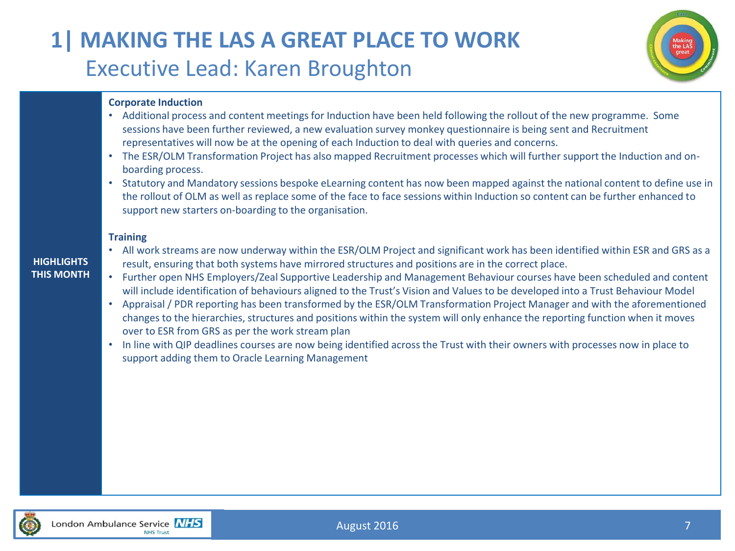# 1| MAKING THE LAS A GREAT PLACE TO WORK

## Executive Lead: Karen Broughton

**HIGHLIGHTS THIS MONTH**

**Corporate Induction**

- Additional process and content meetings for Induction have been held following the rollout of the new programme. Some sessions have been further reviewed, a new evaluation survey monkey questionnaire is being sent and Recruitment representatives will now be at the opening of each Induction to deal with queries and concerns.
- The ESR/OLM Transformation Project has also mapped Recruitment processes which will further support the Induction and on-boarding process.
- Statutory and Mandatory sessions bespoke eLearning content has now been mapped against the national content to define use in the rollout of OLM as well as replace some of the face to face sessions within Induction so content can be further enhanced to support new starters on-boarding to the organisation.

**Training**

- All work streams are now underway within the ESR/OLM Project and significant work has been identified within ESR and GRS as a result, ensuring that both systems have mirrored structures and positions are in the correct place.
- Further open NHS Employers/Zeal Supportive Leadership and Management Behaviour courses have been scheduled and content will include identification of behaviours aligned to the Trust's Vision and Values to be developed into a Trust Behaviour Model
- Appraisal / PDR reporting has been transformed by the ESR/OLM Transformation Project Manager and with the aforementioned changes to the hierarchies, structures and positions within the system will only enhance the reporting function when it moves over to ESR from GRS as per the work stream plan
- In line with QIP deadlines courses are now being identified across the Trust with their owners with processes now in place to support adding them to Oracle Learning Management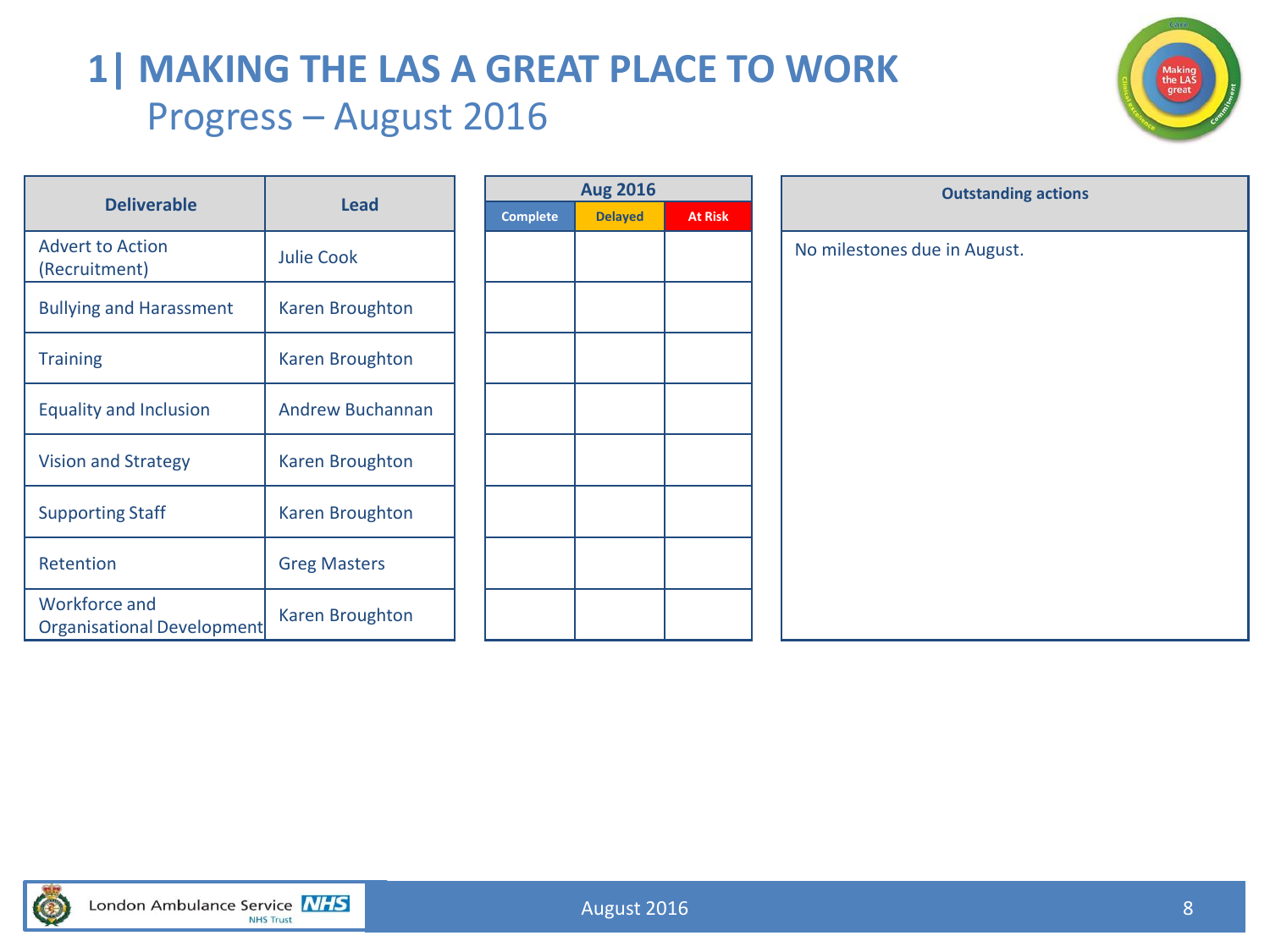# 1| MAKING THE LAS A GREAT PLACE TO WORK

## Progress – August 2016

| Deliverable | Lead | Aug 2016 | | | Outstanding actions |
|---|---|---|---|---|---|
| | | Complete | Delayed | At Risk | |
| Advert to Action (Recruitment) | Julie Cook | | | | No milestones due in August. |
| Bullying and Harassment | Karen Broughton | | | | |
| Training | Karen Broughton | | | | |
| Equality and Inclusion | Andrew Buchannan | | | | |
| Vision and Strategy | Karen Broughton | | | | |
| Supporting Staff | Karen Broughton | | | | |
| Retention | Greg Masters | | | | |
| Workforce and Organisational Development | Karen Broughton | | | | |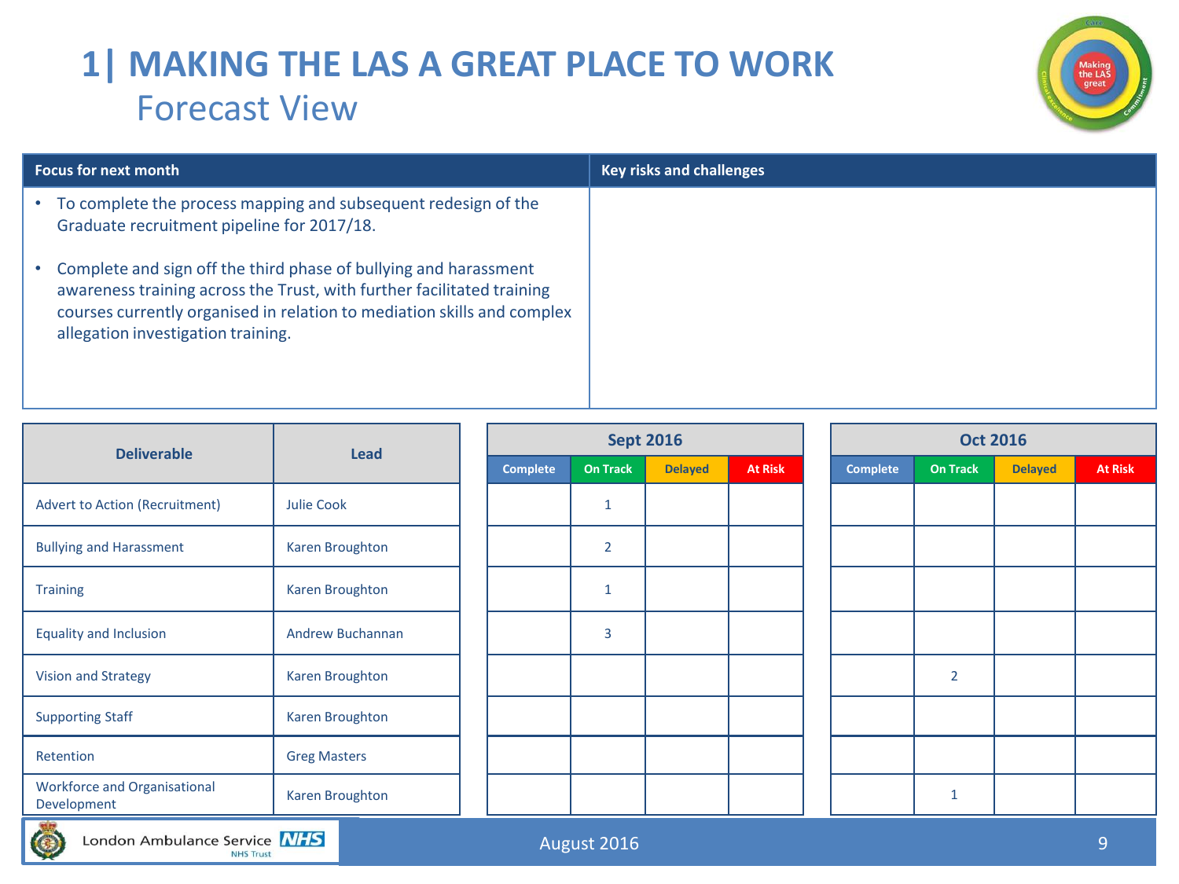# 1| MAKING THE LAS A GREAT PLACE TO WORK

## Forecast View

| Focus for next month | Key risks and challenges |
|---|---|
| • To complete the process mapping and subsequent redesign of the Graduate recruitment pipeline for 2017/18.<br><br>• Complete and sign off the third phase of bullying and harassment awareness training across the Trust, with further facilitated training courses currently organised in relation to mediation skills and complex allegation investigation training. | |

| Deliverable | Lead | Sept 2016 | | | | Oct 2016 | | | |
|---|---|---|---|---|---|---|---|---|---|
| | | Complete | On Track | Delayed | At Risk | Complete | On Track | Delayed | At Risk |
| Advert to Action (Recruitment) | Julie Cook | | 1 | | | | | | |
| Bullying and Harassment | Karen Broughton | | 2 | | | | | | |
| Training | Karen Broughton | | 1 | | | | | | |
| Equality and Inclusion | Andrew Buchannan | | 3 | | | | | | |
| Vision and Strategy | Karen Broughton | | | | | | 2 | | |
| Supporting Staff | Karen Broughton | | | | | | | | |
| Retention | Greg Masters | | | | | | | | |
| Workforce and Organisational Development | Karen Broughton | | | | | | 1 | | |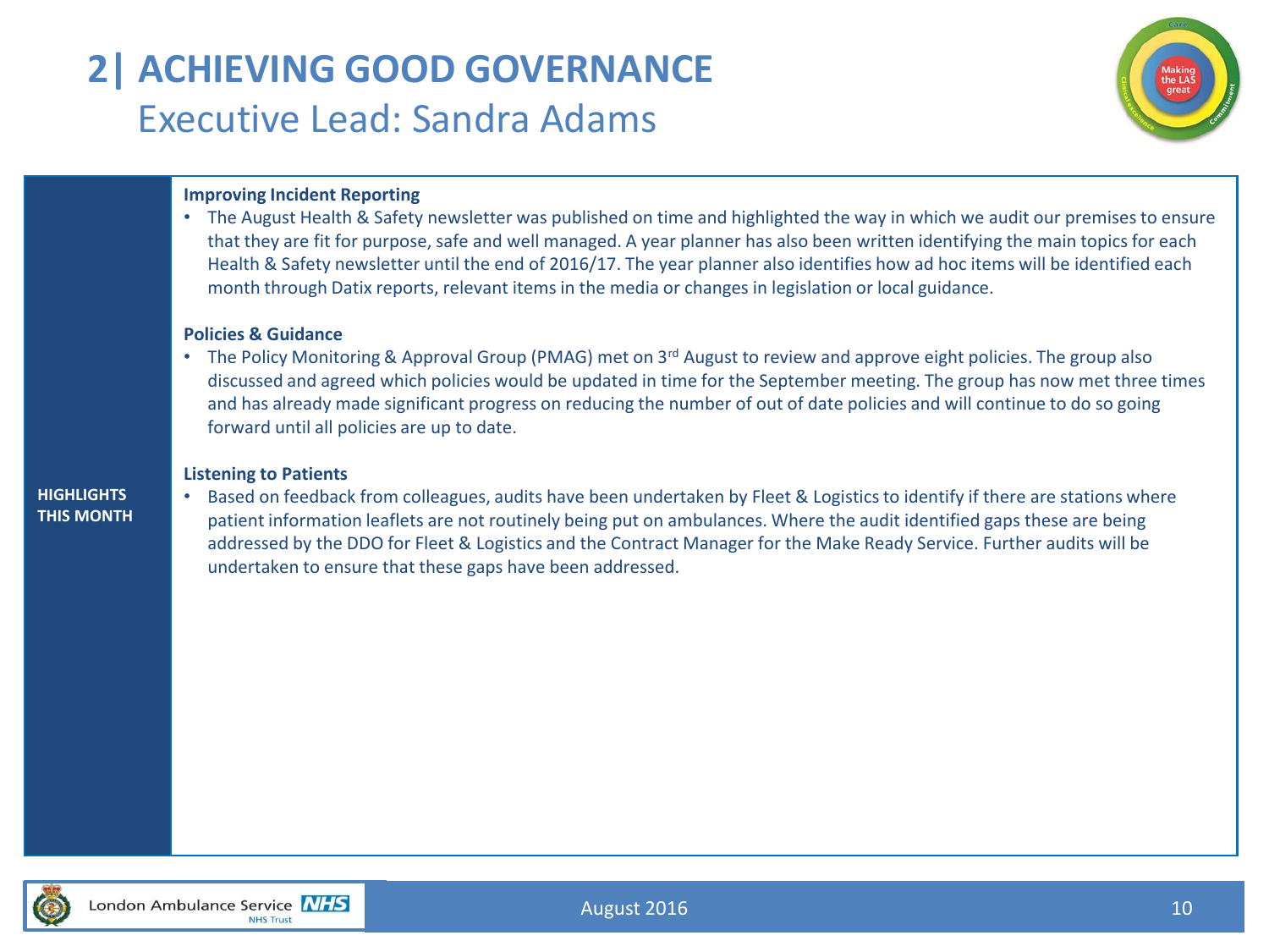# 2| ACHIEVING GOOD GOVERNANCE

## Executive Lead: Sandra Adams

**HIGHLIGHTS THIS MONTH**

**Improving Incident Reporting**

- The August Health & Safety newsletter was published on time and highlighted the way in which we audit our premises to ensure that they are fit for purpose, safe and well managed. A year planner has also been written identifying the main topics for each Health & Safety newsletter until the end of 2016/17. The year planner also identifies how ad hoc items will be identified each month through Datix reports, relevant items in the media or changes in legislation or local guidance.

**Policies & Guidance**

- The Policy Monitoring & Approval Group (PMAG) met on 3rd August to review and approve eight policies. The group also discussed and agreed which policies would be updated in time for the September meeting. The group has now met three times and has already made significant progress on reducing the number of out of date policies and will continue to do so going forward until all policies are up to date.

**Listening to Patients**

- Based on feedback from colleagues, audits have been undertaken by Fleet & Logistics to identify if there are stations where patient information leaflets are not routinely being put on ambulances. Where the audit identified gaps these are being addressed by the DDO for Fleet & Logistics and the Contract Manager for the Make Ready Service. Further audits will be undertaken to ensure that these gaps have been addressed.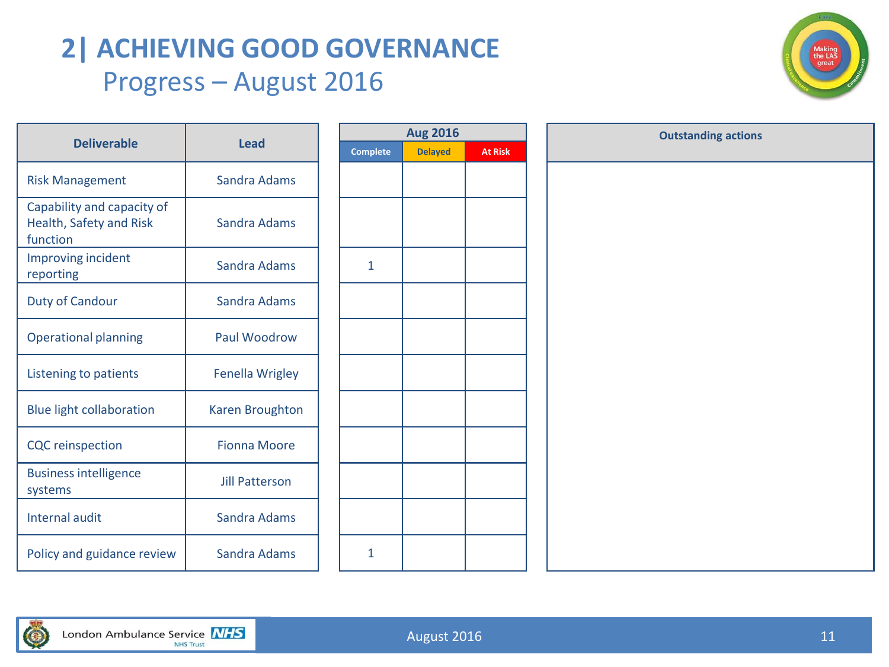# 2| ACHIEVING GOOD GOVERNANCE

## Progress – August 2016

| Deliverable | Lead | Aug 2016 | | | Outstanding actions |
|---|---|---|---|---|---|
| | | Complete | Delayed | At Risk | |
| Risk Management | Sandra Adams | | | | |
| Capability and capacity of Health, Safety and Risk function | Sandra Adams | | | | |
| Improving incident reporting | Sandra Adams | 1 | | | |
| Duty of Candour | Sandra Adams | | | | |
| Operational planning | Paul Woodrow | | | | |
| Listening to patients | Fenella Wrigley | | | | |
| Blue light collaboration | Karen Broughton | | | | |
| CQC reinspection | Fionna Moore | | | | |
| Business intelligence systems | Jill Patterson | | | | |
| Internal audit | Sandra Adams | | | | |
| Policy and guidance review | Sandra Adams | 1 | | | |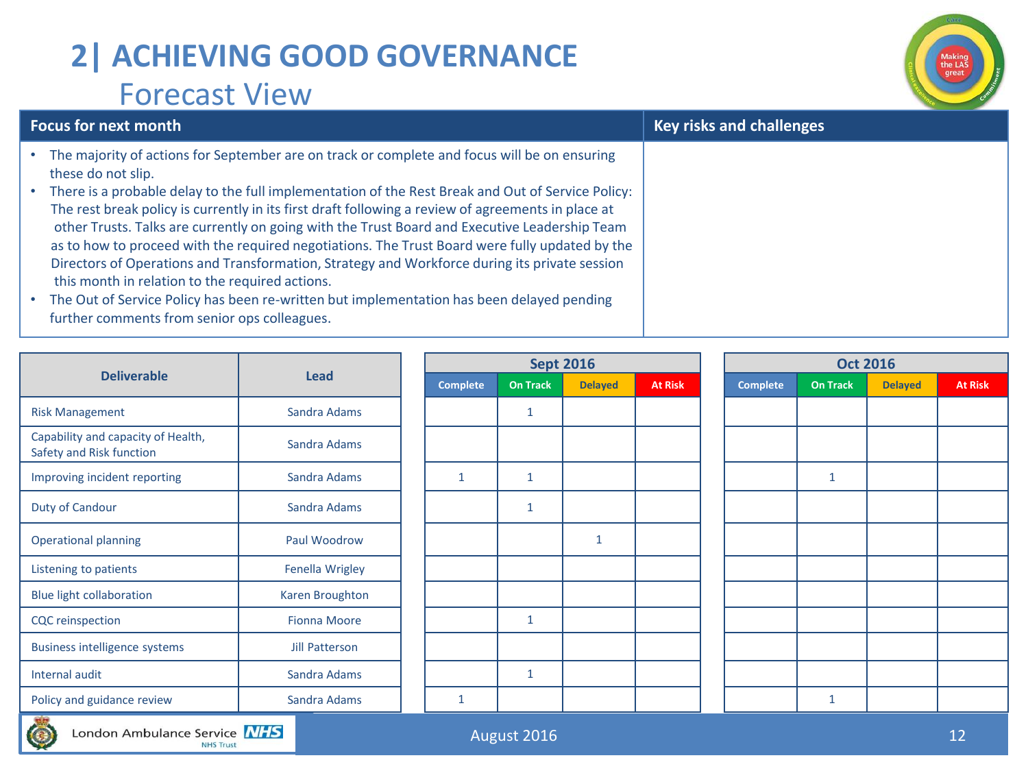# 2| ACHIEVING GOOD GOVERNANCE

## Forecast View

| Focus for next month | Key risks and challenges |
|---|---|
| • The majority of actions for September are on track or complete and focus will be on ensuring these do not slip.<br>• There is a probable delay to the full implementation of the Rest Break and Out of Service Policy: The rest break policy is currently in its first draft following a review of agreements in place at other Trusts. Talks are currently on going with the Trust Board and Executive Leadership Team as to how to proceed with the required negotiations. The Trust Board were fully updated by the Directors of Operations and Transformation, Strategy and Workforce during its private session this month in relation to the required actions.<br>• The Out of Service Policy has been re-written but implementation has been delayed pending further comments from senior ops colleagues. | |

| Deliverable | Lead | Sept 2016 | | | | Oct 2016 | | | |
|---|---|---|---|---|---|---|---|---|---|
| | | Complete | On Track | Delayed | At Risk | Complete | On Track | Delayed | At Risk |
| Risk Management | Sandra Adams | | 1 | | | | | | |
| Capability and capacity of Health, Safety and Risk function | Sandra Adams | | | | | | | | |
| Improving incident reporting | Sandra Adams | 1 | 1 | | | | 1 | | |
| Duty of Candour | Sandra Adams | | 1 | | | | | | |
| Operational planning | Paul Woodrow | | | 1 | | | | | |
| Listening to patients | Fenella Wrigley | | | | | | | | |
| Blue light collaboration | Karen Broughton | | | | | | | | |
| CQC reinspection | Fionna Moore | | 1 | | | | | | |
| Business intelligence systems | Jill Patterson | | | | | | | | |
| Internal audit | Sandra Adams | | 1 | | | | | | |
| Policy and guidance review | Sandra Adams | 1 | | | | | 1 | | |

August 2016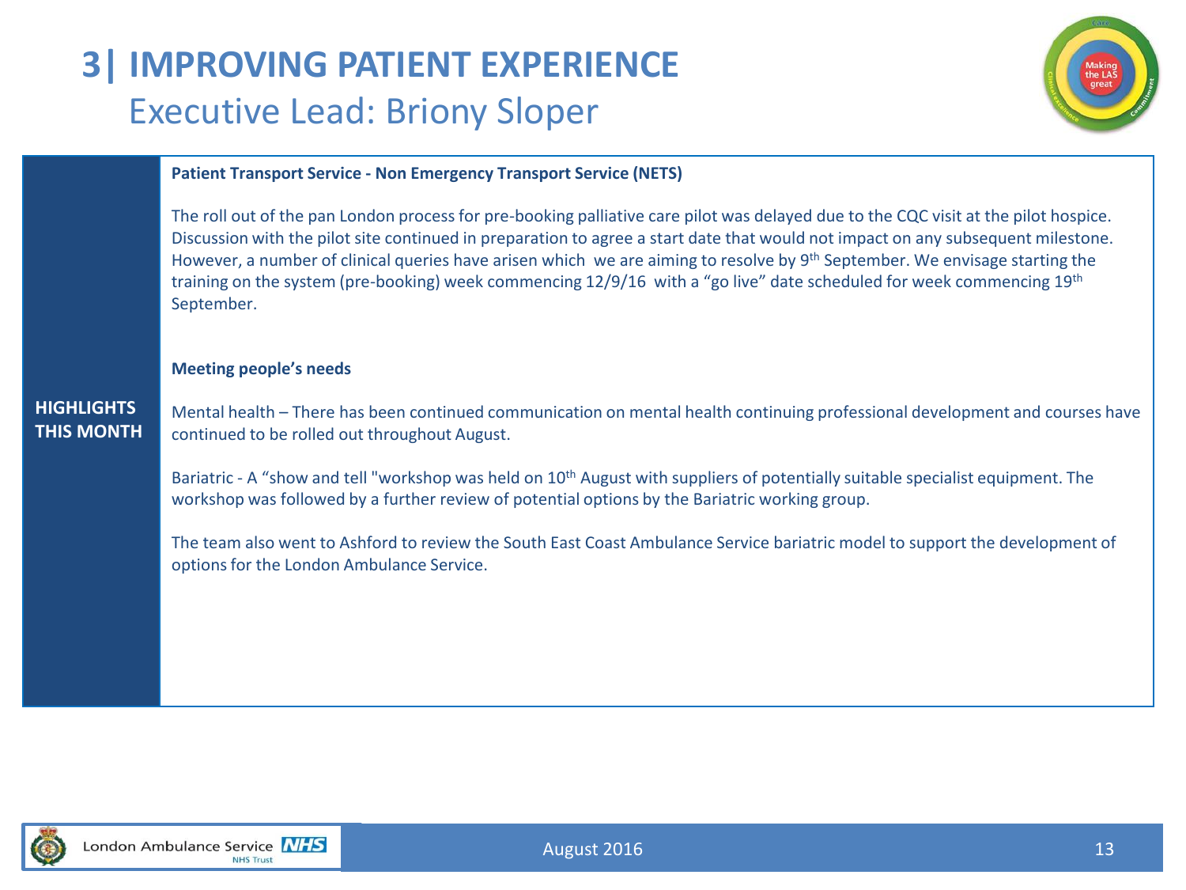# 3| IMPROVING PATIENT EXPERIENCE

## Executive Lead: Briony Sloper

**HIGHLIGHTS THIS MONTH**

**Patient Transport Service - Non Emergency Transport Service (NETS)**

The roll out of the pan London process for pre-booking palliative care pilot was delayed due to the CQC visit at the pilot hospice. Discussion with the pilot site continued in preparation to agree a start date that would not impact on any subsequent milestone. However, a number of clinical queries have arisen which we are aiming to resolve by 9th September. We envisage starting the training on the system (pre-booking) week commencing 12/9/16 with a "go live" date scheduled for week commencing 19th September.

**Meeting people's needs**

Mental health – There has been continued communication on mental health continuing professional development and courses have continued to be rolled out throughout August.

Bariatric - A "show and tell "workshop was held on 10th August with suppliers of potentially suitable specialist equipment. The workshop was followed by a further review of potential options by the Bariatric working group.

The team also went to Ashford to review the South East Coast Ambulance Service bariatric model to support the development of options for the London Ambulance Service.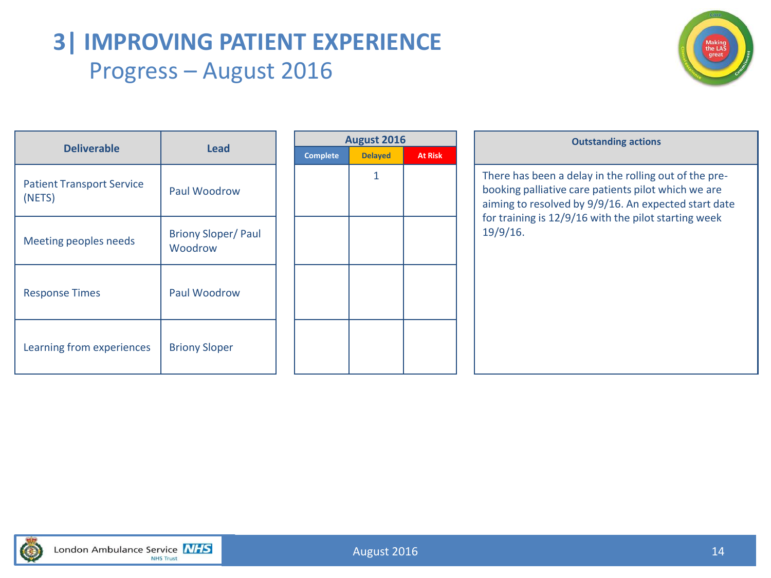# 3| IMPROVING PATIENT EXPERIENCE

## Progress – August 2016

| Deliverable | Lead | August 2016 | | | Outstanding actions |
|---|---|---|---|---|---|
| | | Complete | Delayed | At Risk | |
| Patient Transport Service (NETS) | Paul Woodrow | | 1 | | There has been a delay in the rolling out of the pre-booking palliative care patients pilot which we are aiming to resolved by 9/9/16. An expected start date for training is 12/9/16 with the pilot starting week 19/9/16. |
| Meeting peoples needs | Briony Sloper/ Paul Woodrow | | | | |
| Response Times | Paul Woodrow | | | | |
| Learning from experiences | Briony Sloper | | | | |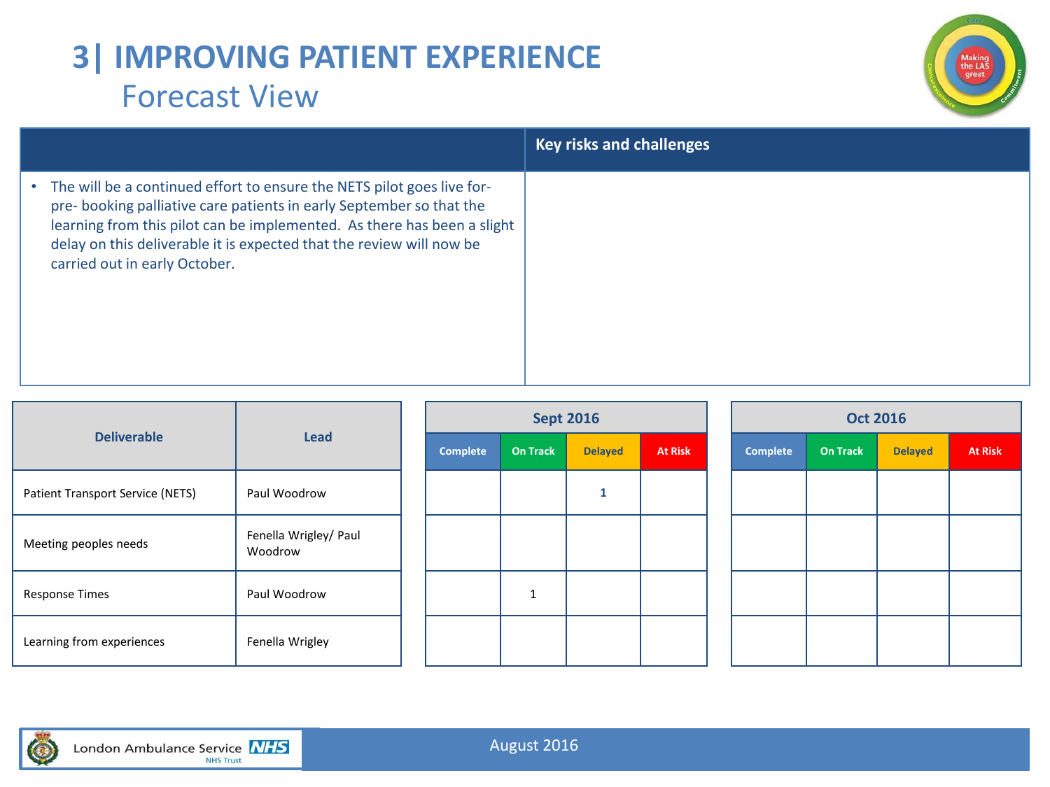# 3| IMPROVING PATIENT EXPERIENCE
## Forecast View

| | Key risks and challenges |
|---|---|
| • The will be a continued effort to ensure the NETS pilot goes live for- pre- booking palliative care patients in early September so that the learning from this pilot can be implemented. As there has been a slight delay on this deliverable it is expected that the review will now be carried out in early October. | |

| Deliverable | Lead | Sept 2016 | | | | Oct 2016 | | | |
|---|---|---|---|---|---|---|---|---|---|
| | | Complete | On Track | Delayed | At Risk | Complete | On Track | Delayed | At Risk |
| Patient Transport Service (NETS) | Paul Woodrow | | | 1 | | | | | |
| Meeting peoples needs | Fenella Wrigley/ Paul Woodrow | | | | | | | | |
| Response Times | Paul Woodrow | | 1 | | | | | | |
| Learning from experiences | Fenella Wrigley | | | | | | | | |

August 2016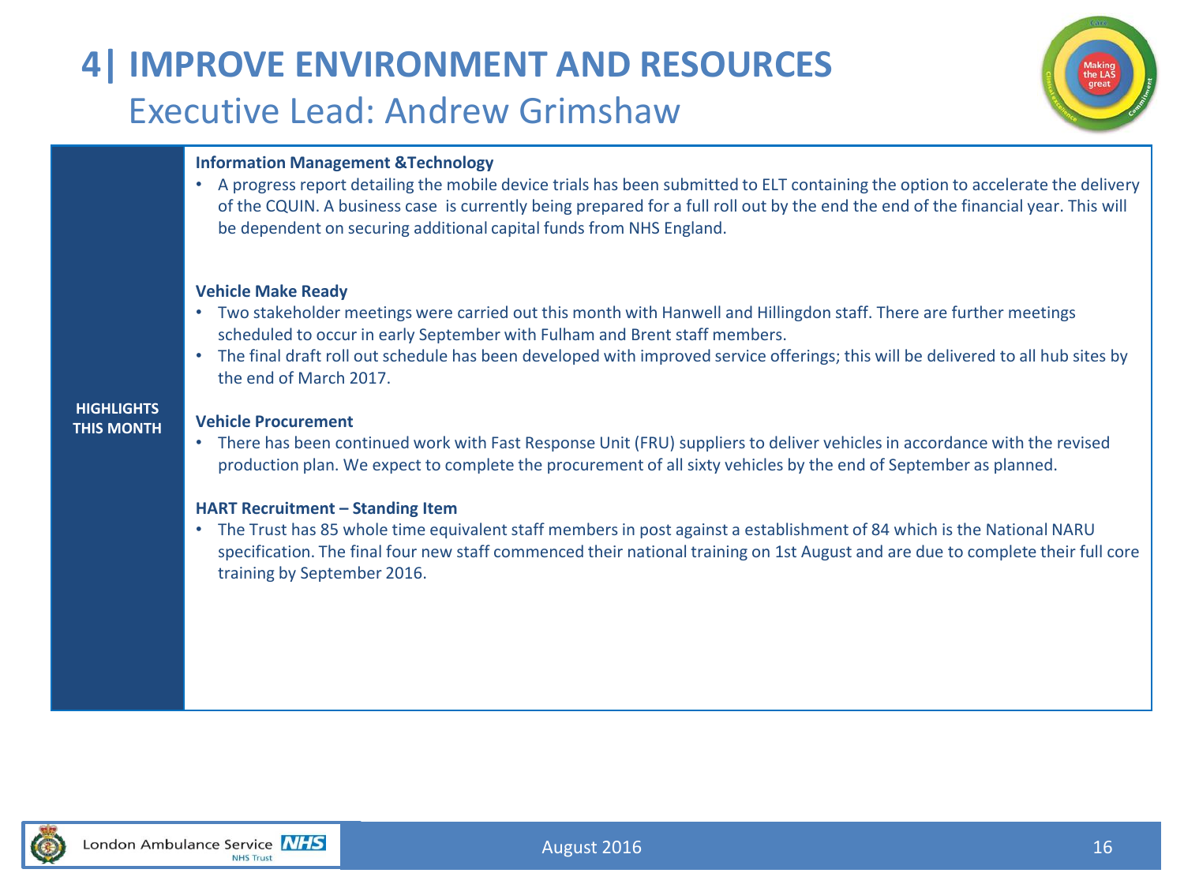# 4| IMPROVE ENVIRONMENT AND RESOURCES

## Executive Lead: Andrew Grimshaw

**HIGHLIGHTS THIS MONTH**

**Information Management &Technology**

- A progress report detailing the mobile device trials has been submitted to ELT containing the option to accelerate the delivery of the CQUIN. A business case is currently being prepared for a full roll out by the end the end of the financial year. This will be dependent on securing additional capital funds from NHS England.

**Vehicle Make Ready**

- Two stakeholder meetings were carried out this month with Hanwell and Hillingdon staff. There are further meetings scheduled to occur in early September with Fulham and Brent staff members.
- The final draft roll out schedule has been developed with improved service offerings; this will be delivered to all hub sites by the end of March 2017.

**Vehicle Procurement**

- There has been continued work with Fast Response Unit (FRU) suppliers to deliver vehicles in accordance with the revised production plan. We expect to complete the procurement of all sixty vehicles by the end of September as planned.

**HART Recruitment – Standing Item**

- The Trust has 85 whole time equivalent staff members in post against a establishment of 84 which is the National NARU specification. The final four new staff commenced their national training on 1st August and are due to complete their full core training by September 2016.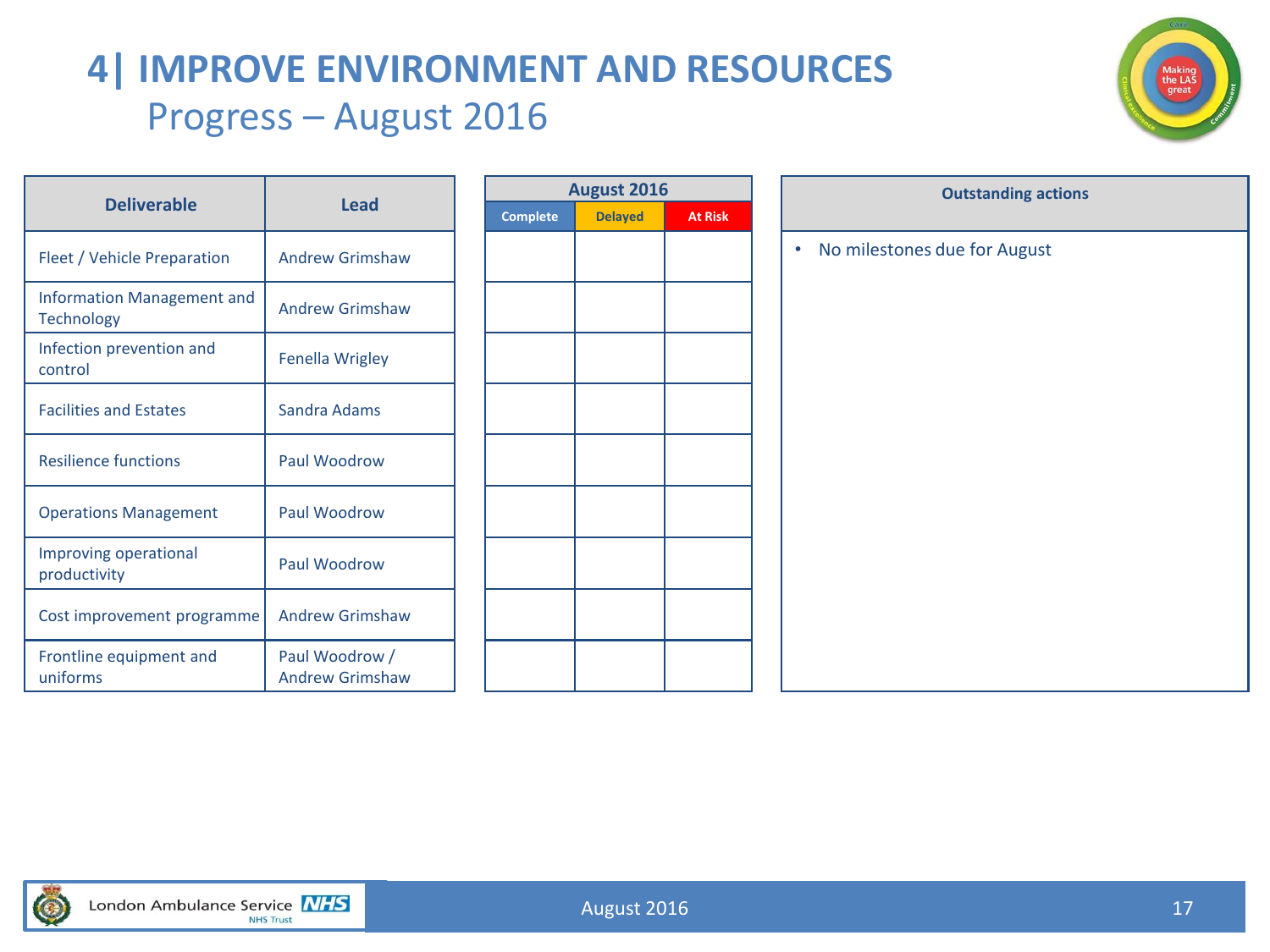# 4| IMPROVE ENVIRONMENT AND RESOURCES

## Progress – August 2016

| Deliverable | Lead | August 2016 | | |
|---|---|---|---|---|
| | | Complete | Delayed | At Risk |
| Fleet / Vehicle Preparation | Andrew Grimshaw | | | |
| Information Management and Technology | Andrew Grimshaw | | | |
| Infection prevention and control | Fenella Wrigley | | | |
| Facilities and Estates | Sandra Adams | | | |
| Resilience functions | Paul Woodrow | | | |
| Operations Management | Paul Woodrow | | | |
| Improving operational productivity | Paul Woodrow | | | |
| Cost improvement programme | Andrew Grimshaw | | | |
| Frontline equipment and uniforms | Paul Woodrow / Andrew Grimshaw | | | |

| Outstanding actions |
|---|
| • No milestones due for August |

London Ambulance Service NHS Trust

August 2016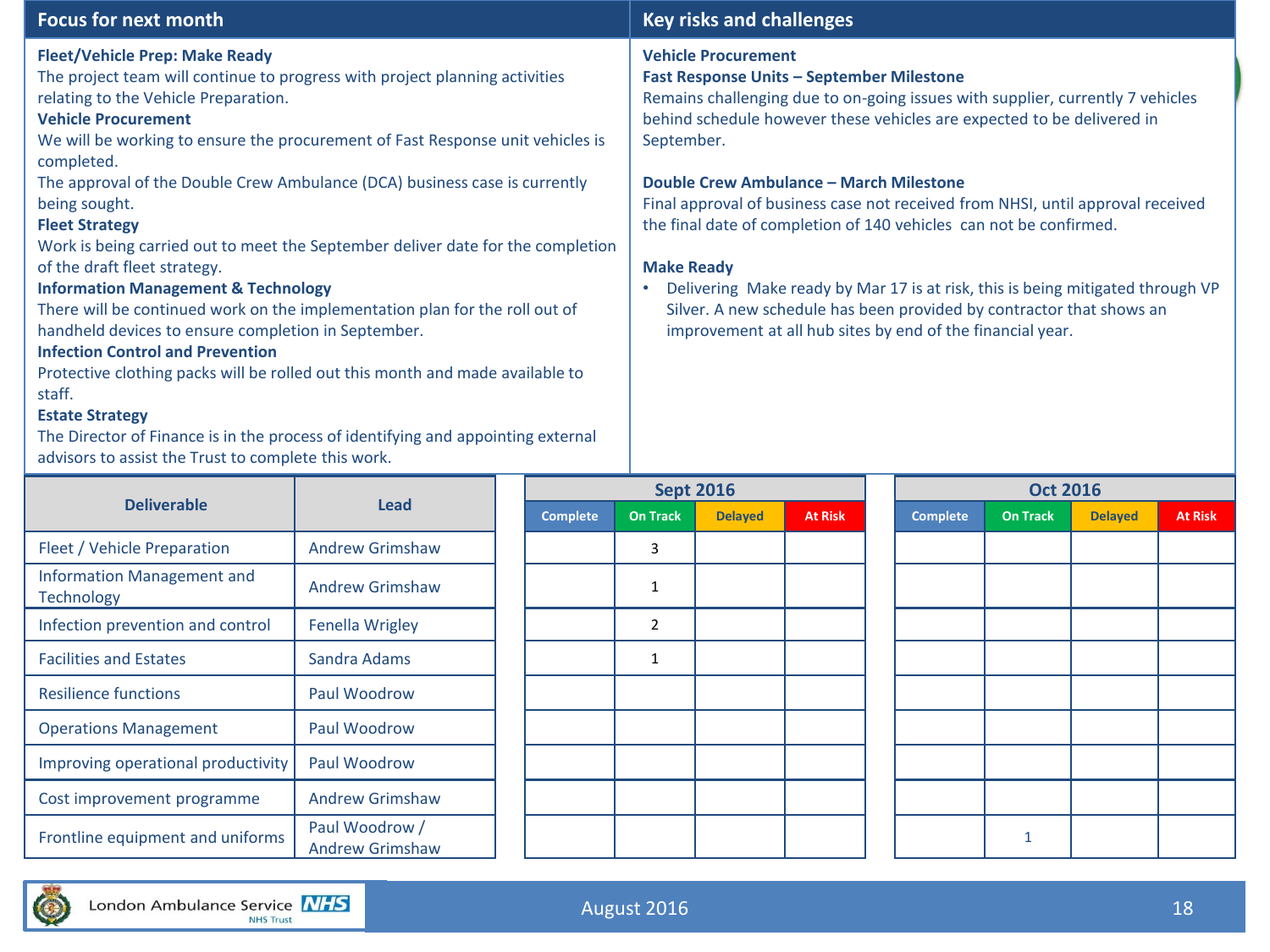## Focus for next month

**Fleet/Vehicle Prep: Make Ready**
The project team will continue to progress with project planning activities relating to the Vehicle Preparation.

**Vehicle Procurement**
We will be working to ensure the procurement of Fast Response unit vehicles is completed.
The approval of the Double Crew Ambulance (DCA) business case is currently being sought.

**Fleet Strategy**
Work is being carried out to meet the September deliver date for the completion of the draft fleet strategy.

**Information Management & Technology**
There will be continued work on the implementation plan for the roll out of handheld devices to ensure completion in September.

**Infection Control and Prevention**
Protective clothing packs will be rolled out this month and made available to staff.

**Estate Strategy**
The Director of Finance is in the process of identifying and appointing external advisors to assist the Trust to complete this work.

## Key risks and challenges

**Vehicle Procurement**

**Fast Response Units – September Milestone**
Remains challenging due to on-going issues with supplier, currently 7 vehicles behind schedule however these vehicles are expected to be delivered in September.

**Double Crew Ambulance – March Milestone**
Final approval of business case not received from NHSI, until approval received the final date of completion of 140 vehicles can not be confirmed.

**Make Ready**

- Delivering Make ready by Mar 17 is at risk, this is being mitigated through VP Silver. A new schedule has been provided by contractor that shows an improvement at all hub sites by end of the financial year.

| Deliverable | Lead | Sept 2016 | | | | Oct 2016 | | | |
|---|---|---|---|---|---|---|---|---|---|
| | | Complete | On Track | Delayed | At Risk | Complete | On Track | Delayed | At Risk |
| Fleet / Vehicle Preparation | Andrew Grimshaw | | 3 | | | | | | |
| Information Management and Technology | Andrew Grimshaw | | 1 | | | | | | |
| Infection prevention and control | Fenella Wrigley | | 2 | | | | | | |
| Facilities and Estates | Sandra Adams | | 1 | | | | | | |
| Resilience functions | Paul Woodrow | | | | | | | | |
| Operations Management | Paul Woodrow | | | | | | | | |
| Improving operational productivity | Paul Woodrow | | | | | | | | |
| Cost improvement programme | Andrew Grimshaw | | | | | | | | |
| Frontline equipment and uniforms | Paul Woodrow / Andrew Grimshaw | | | | | | 1 | | |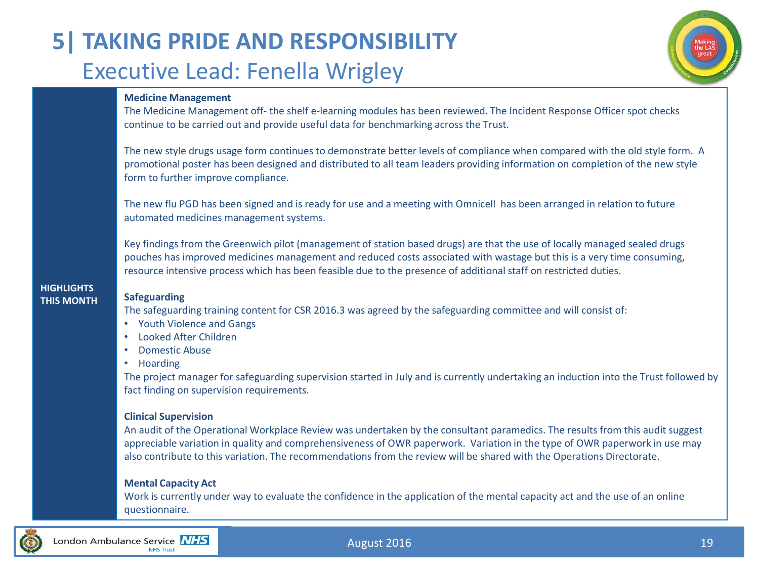# 5| TAKING PRIDE AND RESPONSIBILITY

## Executive Lead: Fenella Wrigley

**HIGHLIGHTS THIS MONTH**

**Medicine Management**

The Medicine Management off- the shelf e-learning modules has been reviewed. The Incident Response Officer spot checks continue to be carried out and provide useful data for benchmarking across the Trust.

The new style drugs usage form continues to demonstrate better levels of compliance when compared with the old style form. A promotional poster has been designed and distributed to all team leaders providing information on completion of the new style form to further improve compliance.

The new flu PGD has been signed and is ready for use and a meeting with Omnicell has been arranged in relation to future automated medicines management systems.

Key findings from the Greenwich pilot (management of station based drugs) are that the use of locally managed sealed drugs pouches has improved medicines management and reduced costs associated with wastage but this is a very time consuming, resource intensive process which has been feasible due to the presence of additional staff on restricted duties.

**Safeguarding**

The safeguarding training content for CSR 2016.3 was agreed by the safeguarding committee and will consist of:

- Youth Violence and Gangs
- Looked After Children
- Domestic Abuse
- Hoarding

The project manager for safeguarding supervision started in July and is currently undertaking an induction into the Trust followed by fact finding on supervision requirements.

**Clinical Supervision**

An audit of the Operational Workplace Review was undertaken by the consultant paramedics. The results from this audit suggest appreciable variation in quality and comprehensiveness of OWR paperwork. Variation in the type of OWR paperwork in use may also contribute to this variation. The recommendations from the review will be shared with the Operations Directorate.

**Mental Capacity Act**

Work is currently under way to evaluate the confidence in the application of the mental capacity act and the use of an online questionnaire.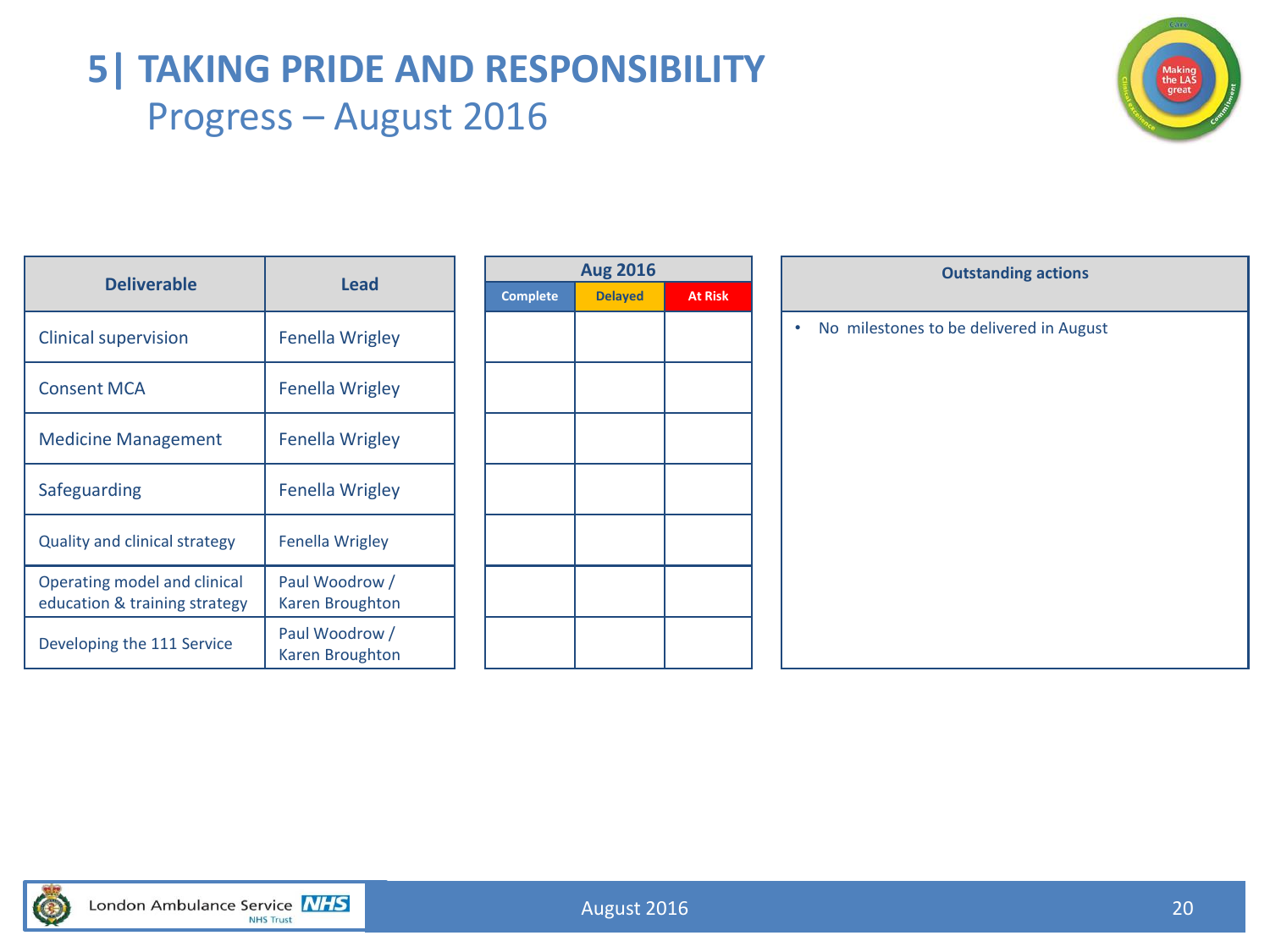# 5| TAKING PRIDE AND RESPONSIBILITY

## Progress – August 2016

| Deliverable | Lead | Aug 2016 | | |
|---|---|---|---|---|
| | | Complete | Delayed | At Risk |
| Clinical supervision | Fenella Wrigley | | | |
| Consent MCA | Fenella Wrigley | | | |
| Medicine Management | Fenella Wrigley | | | |
| Safeguarding | Fenella Wrigley | | | |
| Quality and clinical strategy | Fenella Wrigley | | | |
| Operating model and clinical education & training strategy | Paul Woodrow / Karen Broughton | | | |
| Developing the 111 Service | Paul Woodrow / Karen Broughton | | | |

| Outstanding actions |
|---|
| • No milestones to be delivered in August |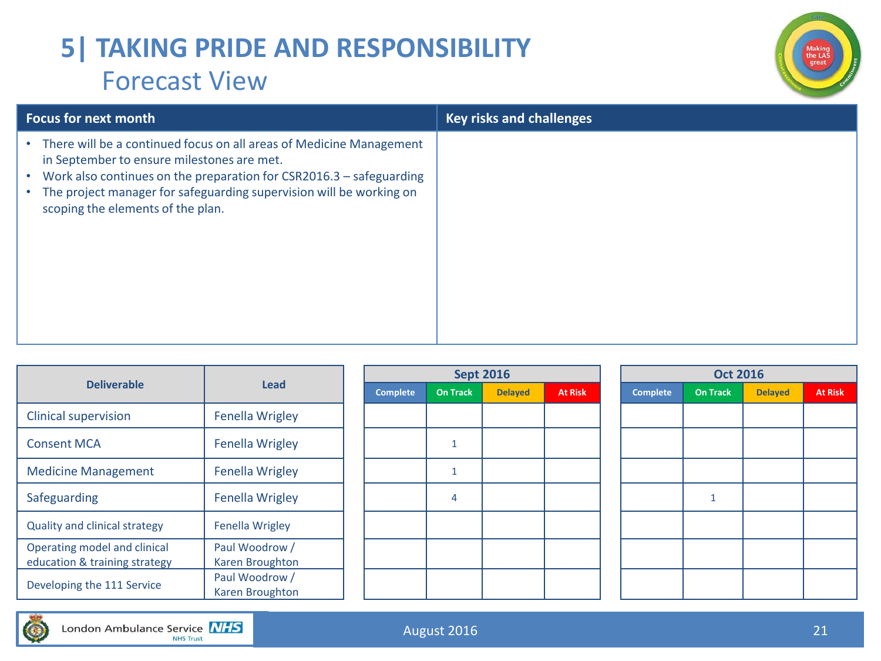# 5| TAKING PRIDE AND RESPONSIBILITY

## Forecast View

| Focus for next month | Key risks and challenges |
|---|---|
| • There will be a continued focus on all areas of Medicine Management in September to ensure milestones are met.<br>• Work also continues on the preparation for CSR2016.3 – safeguarding<br>• The project manager for safeguarding supervision will be working on scoping the elements of the plan. | |

| Deliverable | Lead | Sept 2016 | | | | Oct 2016 | | | |
|---|---|---|---|---|---|---|---|---|---|
| | | Complete | On Track | Delayed | At Risk | Complete | On Track | Delayed | At Risk |
| Clinical supervision | Fenella Wrigley | | | | | | | | |
| Consent MCA | Fenella Wrigley | | 1 | | | | | | |
| Medicine Management | Fenella Wrigley | | 1 | | | | | | |
| Safeguarding | Fenella Wrigley | | 4 | | | | 1 | | |
| Quality and clinical strategy | Fenella Wrigley | | | | | | | | |
| Operating model and clinical education & training strategy | Paul Woodrow / Karen Broughton | | | | | | | | |
| Developing the 111 Service | Paul Woodrow / Karen Broughton | | | | | | | | |